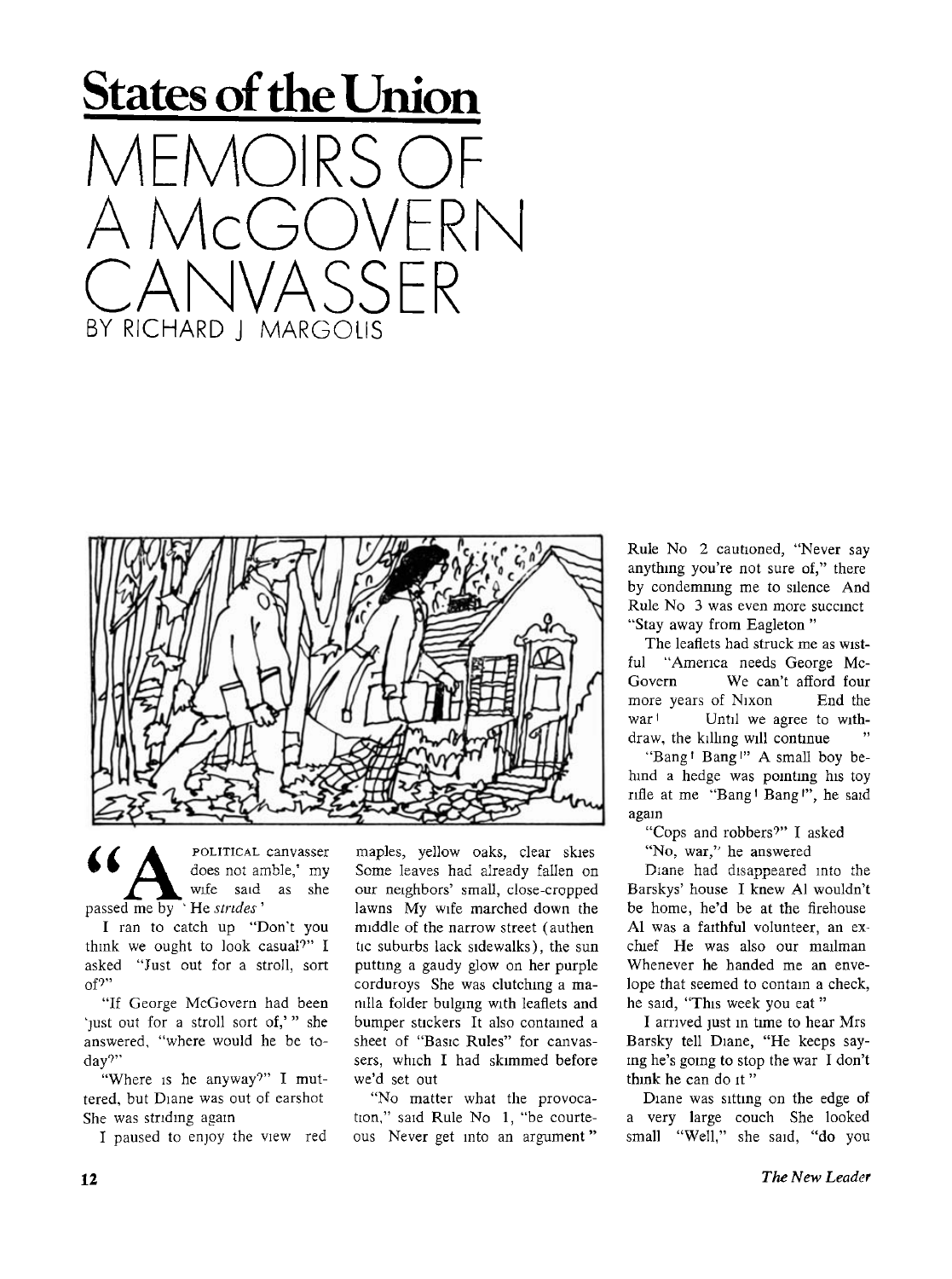# States of the Union

# MEMOIRS OF A McGOVERN CANVASSER

BY RICHARD J MARGOLIS

"A POLITICAL canvasser does not amble,' my wife said as she passed me by ' He *strides* '

I ran to catch up "Don't you think we ought to look casual?" I asked "Just out for a stroll, sort of?"

"If George McGovern had been 'just out for a stroll sort of,' " she answered, "where would he be today?"

"Where is he anyway?" I muttered, but Diane was out of earshot She was striding again

I paused to enjoy the view red maples, yellow oaks, clear skies Some leaves had already fallen on our neighbors' small, close-cropped lawns My wife marched down the middle of the narrow street (authentic suburbs lack sidewalks), the sun putting a gaudy glow on her purple corduroys She was clutching a manilla folder bulging with leaflets and bumper stickers It also contained a sheet of "Basic Rules" for canvassers, which I had skimmed before we'd set out

"No matter what the provocation," said Rule No 1, "be courteous Never get into an argument"

Rule No 2 cautioned, "Never say anything you're not sure of," thereby condemning me to silence And Rule No 3 was even more succinct "Stay away from Eagleton"

The leaflets had struck me as wistful "America needs George McGovern We can't afford four more years of Nixon End the war! Until we agree to withdraw, the killing will continue "

"Bang! Bang!" A small boy behind a hedge was pointing his toy rifle at me "Bang! Bang!", he said again

"Cops and robbers?" I asked

"No, war," he answered

Diane had disappeared into the Barskys' house I knew Al wouldn't be home, he'd be at the firehouse Al was a faithful volunteer, an ex-chief He was also our mailman Whenever he handed me an envelope that seemed to contain a check, he said, "This week you eat"

I arrived just in time to hear Mrs Barsky tell Diane, "He keeps saying he's going to stop the war I don't think he can do it"

Diane was sitting on the edge of a very large couch She looked small "Well," she said, "do you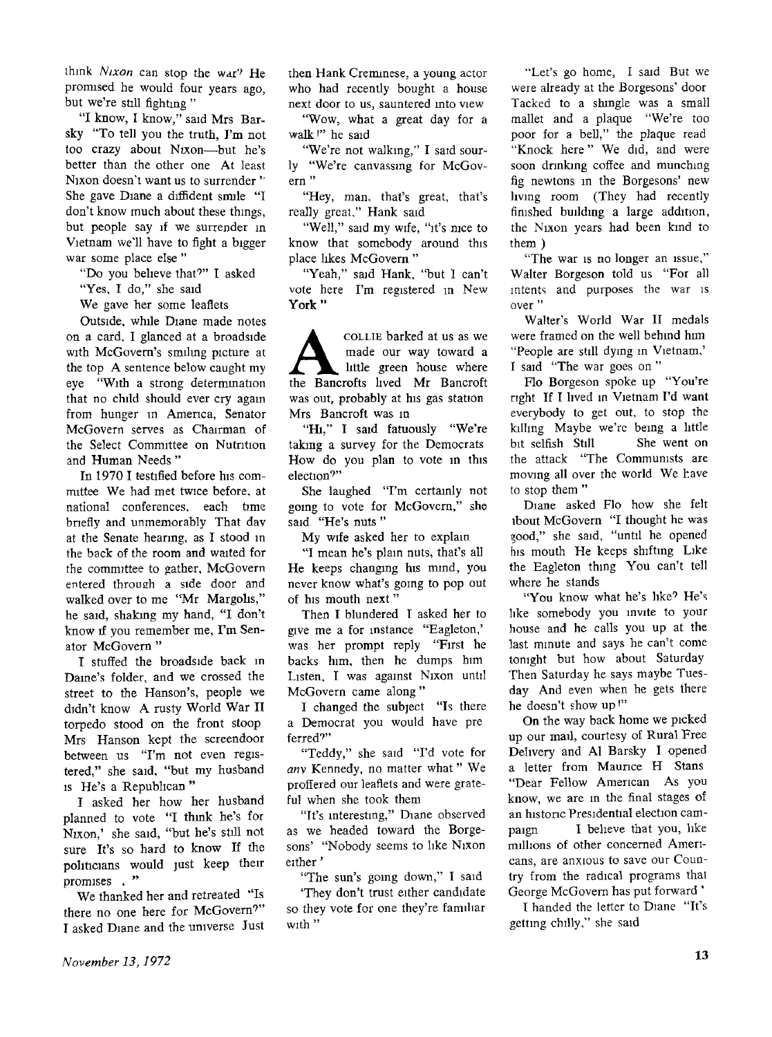think *Nixon* can stop the war? He promised he would four years ago, but we're still fighting "

"I know, I know," said Mrs Barsky "To tell you the truth, I'm not too crazy about Nixon—but he's better than the other one At least Nixon doesn't want us to surrender " She gave Diane a diffident smile "I don't know much about these things, but people say if we surrender in Vietnam we'll have to fight a bigger war some place else "

"Do you believe that?" I asked

"Yes, I do," she said

We gave her some leaflets

Outside, while Diane made notes on a card, I glanced at a broadside with McGovern's smiling picture at the top A sentence below caught my eye "With a strong determination that no child should ever cry again from hunger in America, Senator McGovern serves as Chairman of the Select Committee on Nutrition and Human Needs "

In 1970 I testified before his committee We had met twice before, at national conferences, each time briefly and unmemorably That day at the Senate hearing, as I stood in the back of the room and waited for the committee to gather, McGovern entered through a side door and walked over to me "Mr Margolis," he said, shaking my hand, "I don't know if you remember me, I'm Senator McGovern "

I stuffed the broadside back in Diane's folder, and we crossed the street to the Hanson's, people we didn't know A rusty World War II torpedo stood on the front stoop Mrs Hanson kept the screendoor between us "I'm not even registered," she said, "but my husband is He's a Republican "

I asked her how her husband planned to vote "I think he's for Nixon,' she said, "but he's still not sure It's so hard to know If the politicians would just keep their promises . "

We thanked her and retreated "Is there no one here for McGovern?" I asked Diane and the universe Just then Hank Cremmese, a young actor who had recently bought a house next door to us, sauntered into view

"Wow, what a great day for a walk !" he said

"We're not walking," I said sourly "We're canvassing for McGovern "

"Hey, man, that's great, that's really great," Hank said

"Well," said my wife, "it's nice to know that somebody around this place likes McGovern "

"Yeah," said Hank, "but I can't vote here I'm registered in New York "

A COLLIE barked at us as we made our way toward a little green house where the Bancrofts lived Mr Bancroft was out, probably at his gas station Mrs Bancroft was in

"Hi," I said fatuously "We're taking a survey for the Democrats How do you plan to vote in this election?"

She laughed "I'm certainly not going to vote for McGovern," she said "He's nuts "

My wife asked her to explain

"I mean he's plain nuts, that's all He keeps changing his mind, you never know what's going to pop out of his mouth next "

Then I blundered I asked her to give me a for instance "Eagleton,' was her prompt reply "First he backs him, then he dumps him Listen, I was against Nixon until McGovern came along "

I changed the subject "Is there a Democrat you would have preferred?"

"Teddy," she said "I'd vote for *any* Kennedy, no matter what " We proffered our leaflets and were grateful when she took them

"It's interesting," Diane observed as we headed toward the Borgesons' "Nobody seems to like Nixon either '

"The sun's going down," I said

'They don't trust either candidate so they vote for one they're familiar with "

"Let's go home, I said But we were already at the Borgesons' door Tacked to a shingle was a small mallet and a plaque "We're too poor for a bell," the plaque read "Knock here " We did, and were soon drinking coffee and munching fig newtons in the Borgesons' new living room (They had recently finished building a large addition, the Nixon years had been kind to them )

"The war is no longer an issue," Walter Borgeson told us "For all intents and purposes the war is over "

Walter's World War II medals were framed on the well behind him "People are still dying in Vietnam,' I said "The war goes on "

Flo Borgeson spoke up "You're right If I lived in Vietnam I'd want everybody to get out, to stop the killing Maybe we're being a little bit selfish Still She went on the attack "The Communists are moving all over the world We have to stop them "

Diane asked Flo how she felt about McGovern "I thought he was good," she said, "until he opened his mouth He keeps shifting Like the Eagleton thing You can't tell where he stands

"You know what he's like? He's like somebody you invite to your house and he calls you up at the last minute and says he can't come tonight but how about Saturday Then Saturday he says maybe Tuesday And even when he gets there he doesn't show up !"

On the way back home we picked up our mail, courtesy of Rural Free Delivery and Al Barsky I opened a letter from Maurice H Stans "Dear Fellow American As you know, we are in the final stages of an historic Presidential election campaign I believe that you, like millions of other concerned Americans, are anxious to save our Country from the radical programs that George McGovern has put forward '

I handed the letter to Diane "It's getting chilly," she said